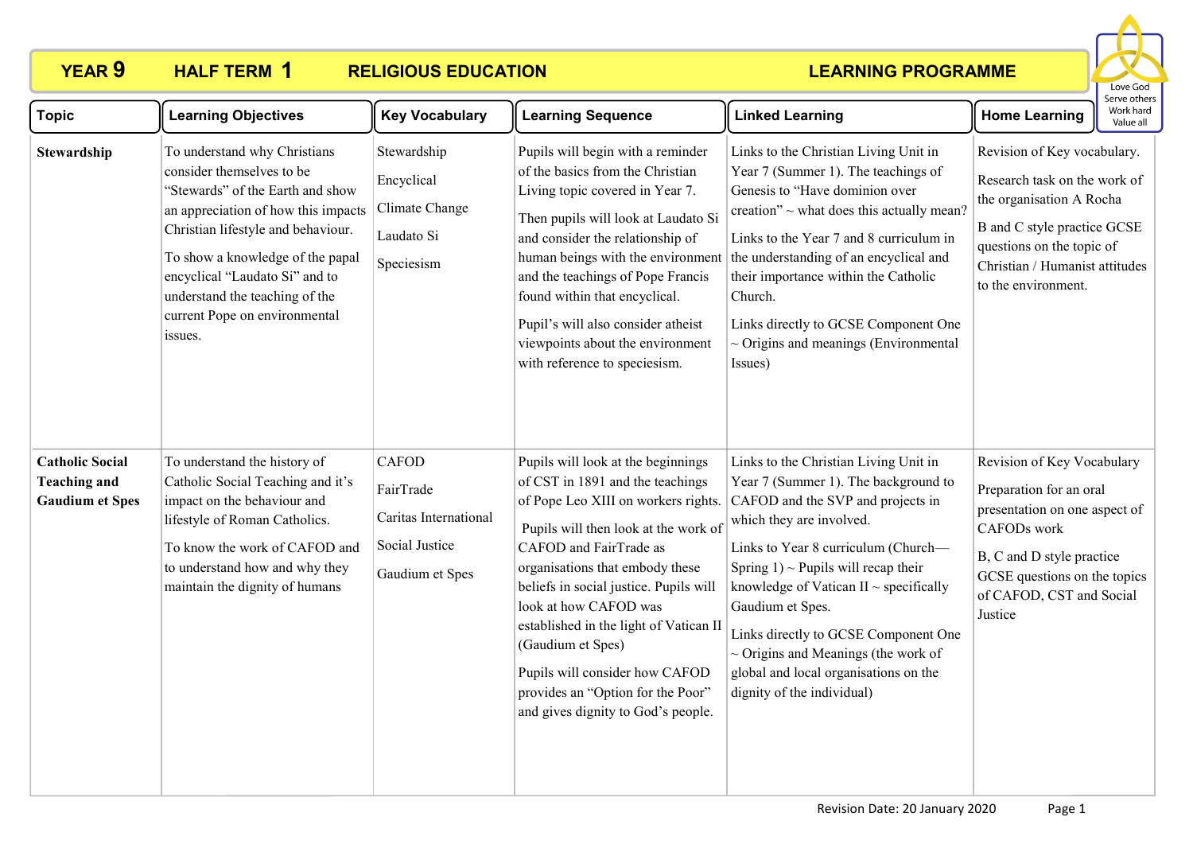# YEAR 9 HALF TERM 1 RELIGIOUS EDUCATION LEARNING PROGRAMME

Love God
Serve others
Work hard
Value all

| Topic | Learning Objectives | Key Vocabulary | Learning Sequence | Linked Learning | Home Learning |
|---|---|---|---|---|---|
| **Stewardship** | To understand why Christians consider themselves to be "Stewards" of the Earth and show an appreciation of how this impacts Christian lifestyle and behaviour.<br><br>To show a knowledge of the papal encyclical "Laudato Si" and to understand the teaching of the current Pope on environmental issues. | Stewardship<br><br>Encyclical<br><br>Climate Change<br><br>Laudato Si<br><br>Speciesism | Pupils will begin with a reminder of the basics from the Christian Living topic covered in Year 7.<br><br>Then pupils will look at Laudato Si and consider the relationship of human beings with the environment and the teachings of Pope Francis found within that encyclical.<br><br>Pupil's will also consider atheist viewpoints about the environment with reference to speciesism. | Links to the Christian Living Unit in Year 7 (Summer 1). The teachings of Genesis to "Have dominion over creation" ~ what does this actually mean?<br><br>Links to the Year 7 and 8 curriculum in the understanding of an encyclical and their importance within the Catholic Church.<br><br>Links directly to GCSE Component One ~ Origins and meanings (Environmental Issues) | Revision of Key vocabulary.<br><br>Research task on the work of the organisation A Rocha<br><br>B and C style practice GCSE questions on the topic of Christian / Humanist attitudes to the environment. |
| **Catholic Social Teaching and Gaudium et Spes** | To understand the history of Catholic Social Teaching and it's impact on the behaviour and lifestyle of Roman Catholics.<br><br>To know the work of CAFOD and to understand how and why they maintain the dignity of humans | CAFOD<br><br>FairTrade<br><br>Caritas International<br><br>Social Justice<br><br>Gaudium et Spes | Pupils will look at the beginnings of CST in 1891 and the teachings of Pope Leo XIII on workers rights.<br><br>Pupils will then look at the work of CAFOD and FairTrade as organisations that embody these beliefs in social justice. Pupils will look at how CAFOD was established in the light of Vatican II (Gaudium et Spes)<br><br>Pupils will consider how CAFOD provides an "Option for the Poor" and gives dignity to God's people. | Links to the Christian Living Unit in Year 7 (Summer 1). The background to CAFOD and the SVP and projects in which they are involved.<br><br>Links to Year 8 curriculum (Church—Spring 1) ~ Pupils will recap their knowledge of Vatican II ~ specifically Gaudium et Spes.<br><br>Links directly to GCSE Component One ~ Origins and Meanings (the work of global and local organisations on the dignity of the individual) | Revision of Key Vocabulary<br><br>Preparation for an oral presentation on one aspect of CAFODs work<br><br>B, C and D style practice GCSE questions on the topics of CAFOD, CST and Social Justice |

Revision Date: 20 January 2020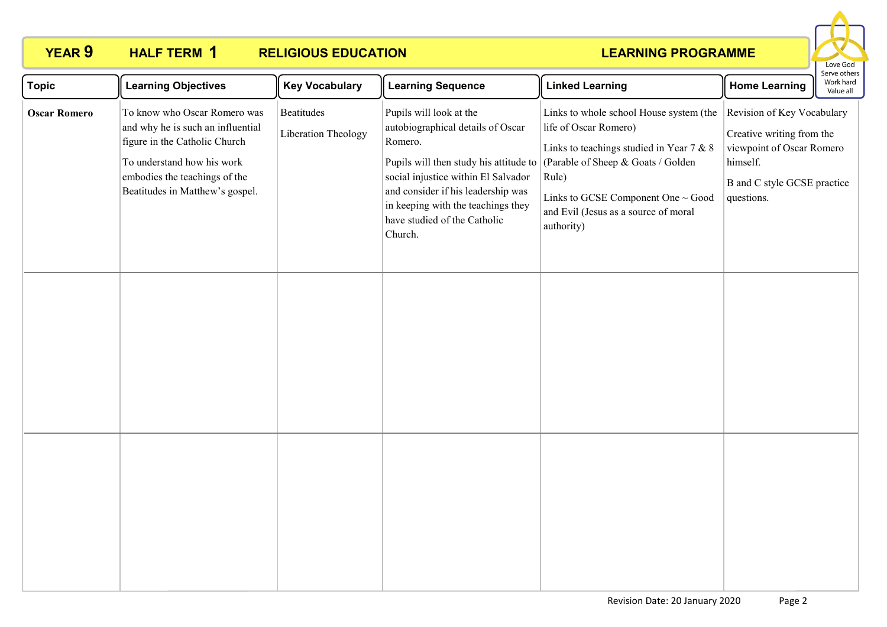# YEAR 9 HALF TERM 1 RELIGIOUS EDUCATION LEARNING PROGRAMME

Love God
Serve others
Work hard
Value all

| Topic | Learning Objectives | Key Vocabulary | Learning Sequence | Linked Learning | Home Learning |
|---|---|---|---|---|---|
| **Oscar Romero** | To know who Oscar Romero was and why he is such an influential figure in the Catholic Church<br><br>To understand how his work embodies the teachings of the Beatitudes in Matthew's gospel. | Beatitudes<br><br>Liberation Theology | Pupils will look at the autobiographical details of Oscar Romero.<br><br>Pupils will then study his attitude to social injustice within El Salvador and consider if his leadership was in keeping with the teachings they have studied of the Catholic Church. | Links to whole school House system (the life of Oscar Romero)<br><br>Links to teachings studied in Year 7 & 8 (Parable of Sheep & Goats / Golden Rule)<br><br>Links to GCSE Component One ~ Good and Evil (Jesus as a source of moral authority) | Revision of Key Vocabulary<br><br>Creative writing from the viewpoint of Oscar Romero himself.<br><br>B and C style GCSE practice questions. |
| | | | | | |
| | | | | | |

Revision Date: 20 January 2020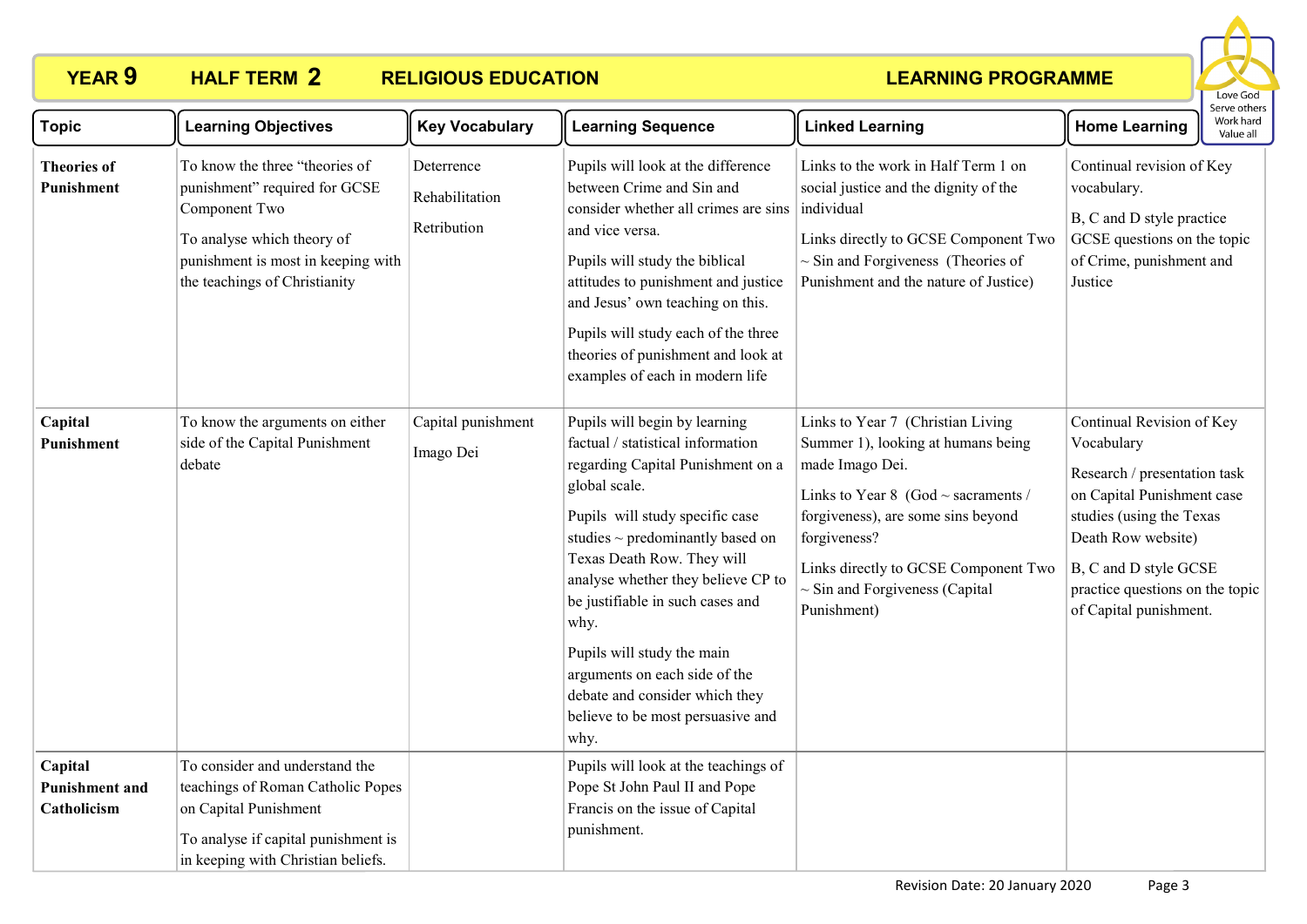**YEAR 9 HALF TERM 2 RELIGIOUS EDUCATION LEARNING PROGRAMME**

Love God
Serve others
Work hard
Value all

| Topic | Learning Objectives | Key Vocabulary | Learning Sequence | Linked Learning | Home Learning |
|---|---|---|---|---|---|
| **Theories of Punishment** | To know the three "theories of punishment" required for GCSE Component Two<br><br>To analyse which theory of punishment is most in keeping with the teachings of Christianity | Deterrence<br><br>Rehabilitation<br><br>Retribution | Pupils will look at the difference between Crime and Sin and consider whether all crimes are sins and vice versa.<br><br>Pupils will study the biblical attitudes to punishment and justice and Jesus' own teaching on this.<br><br>Pupils will study each of the three theories of punishment and look at examples of each in modern life | Links to the work in Half Term 1 on social justice and the dignity of the individual<br><br>Links directly to GCSE Component Two ~ Sin and Forgiveness (Theories of Punishment and the nature of Justice) | Continual revision of Key vocabulary.<br><br>B, C and D style practice GCSE questions on the topic of Crime, punishment and Justice |
| **Capital Punishment** | To know the arguments on either side of the Capital Punishment debate | Capital punishment<br><br>Imago Dei | Pupils will begin by learning factual / statistical information regarding Capital Punishment on a global scale.<br><br>Pupils will study specific case studies ~ predominantly based on Texas Death Row. They will analyse whether they believe CP to be justifiable in such cases and why.<br><br>Pupils will study the main arguments on each side of the debate and consider which they believe to be most persuasive and why. | Links to Year 7 (Christian Living Summer 1), looking at humans being made Imago Dei.<br><br>Links to Year 8 (God ~ sacraments / forgiveness), are some sins beyond forgiveness?<br><br>Links directly to GCSE Component Two ~ Sin and Forgiveness (Capital Punishment) | Continual Revision of Key Vocabulary<br><br>Research / presentation task on Capital Punishment case studies (using the Texas Death Row website)<br><br>B, C and D style GCSE practice questions on the topic of Capital punishment. |
| **Capital Punishment and Catholicism** | To consider and understand the teachings of Roman Catholic Popes on Capital Punishment<br><br>To analyse if capital punishment is in keeping with Christian beliefs. | | Pupils will look at the teachings of Pope St John Paul II and Pope Francis on the issue of Capital punishment. | | |

Revision Date: 20 January 2020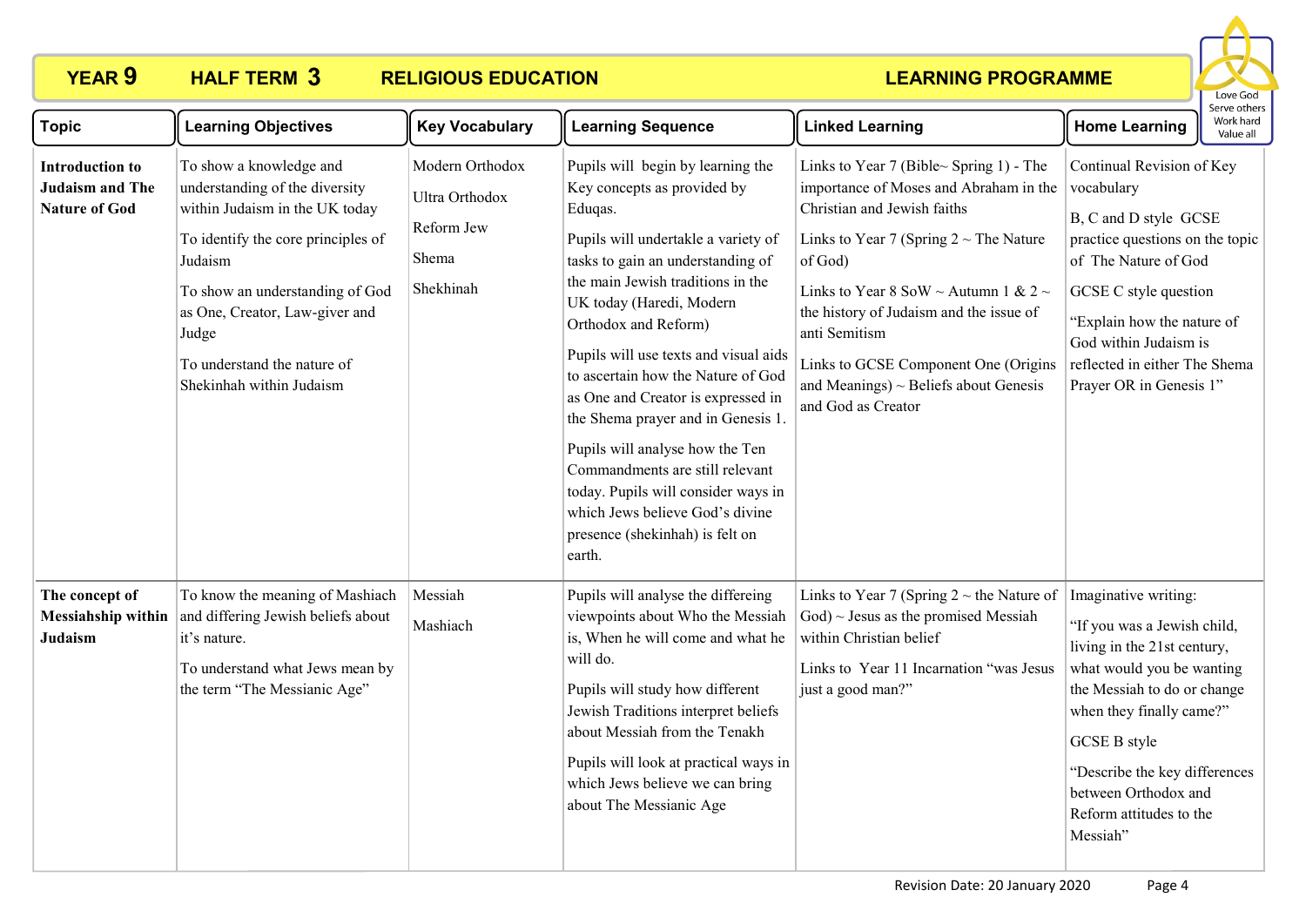**YEAR 9 HALF TERM 3 RELIGIOUS EDUCATION LEARNING PROGRAMME**

| Topic | Learning Objectives | Key Vocabulary | Learning Sequence | Linked Learning | Home Learning |
|---|---|---|---|---|---|
| **Introduction to Judaism and The Nature of God** | To show a knowledge and understanding of the diversity within Judaism in the UK today<br><br>To identify the core principles of Judaism<br><br>To show an understanding of God as One, Creator, Law-giver and Judge<br><br>To understand the nature of Shekinhah within Judaism | Modern Orthodox<br><br>Ultra Orthodox<br><br>Reform Jew<br><br>Shema<br><br>Shekhinah | Pupils will begin by learning the Key concepts as provided by Eduqas.<br><br>Pupils will undertakle a variety of tasks to gain an understanding of the main Jewish traditions in the UK today (Haredi, Modern Orthodox and Reform)<br><br>Pupils will use texts and visual aids to ascertain how the Nature of God as One and Creator is expressed in the Shema prayer and in Genesis 1.<br><br>Pupils will analyse how the Ten Commandments are still relevant today. Pupils will consider ways in which Jews believe God's divine presence (shekinhah) is felt on earth. | Links to Year 7 (Bible~ Spring 1) - The importance of Moses and Abraham in the Christian and Jewish faiths<br><br>Links to Year 7 (Spring 2 ~ The Nature of God)<br><br>Links to Year 8 SoW ~ Autumn 1 & 2 ~ the history of Judaism and the issue of anti Semitism<br><br>Links to GCSE Component One (Origins and Meanings) ~ Beliefs about Genesis and God as Creator | Continual Revision of Key vocabulary<br><br>B, C and D style GCSE practice questions on the topic of The Nature of God<br><br>GCSE C style question<br><br>"Explain how the nature of God within Judaism is reflected in either The Shema Prayer OR in Genesis 1" |
| **The concept of Messiahship within Judaism** | To know the meaning of Mashiach and differing Jewish beliefs about it's nature.<br><br>To understand what Jews mean by the term "The Messianic Age" | Messiah<br><br>Mashiach | Pupils will analyse the differeing viewpoints about Who the Messiah is, When he will come and what he will do.<br><br>Pupils will study how different Jewish Traditions interpret beliefs about Messiah from the Tenakh<br><br>Pupils will look at practical ways in which Jews believe we can bring about The Messianic Age | Links to Year 7 (Spring 2 ~ the Nature of God) ~ Jesus as the promised Messiah within Christian belief<br><br>Links to Year 11 Incarnation "was Jesus just a good man?" | Imaginative writing:<br><br>"If you was a Jewish child, living in the 21st century, what would you be wanting the Messiah to do or change when they finally came?"<br><br>GCSE B style<br><br>"Describe the key differences between Orthodox and Reform attitudes to the Messiah" |

Revision Date: 20 January 2020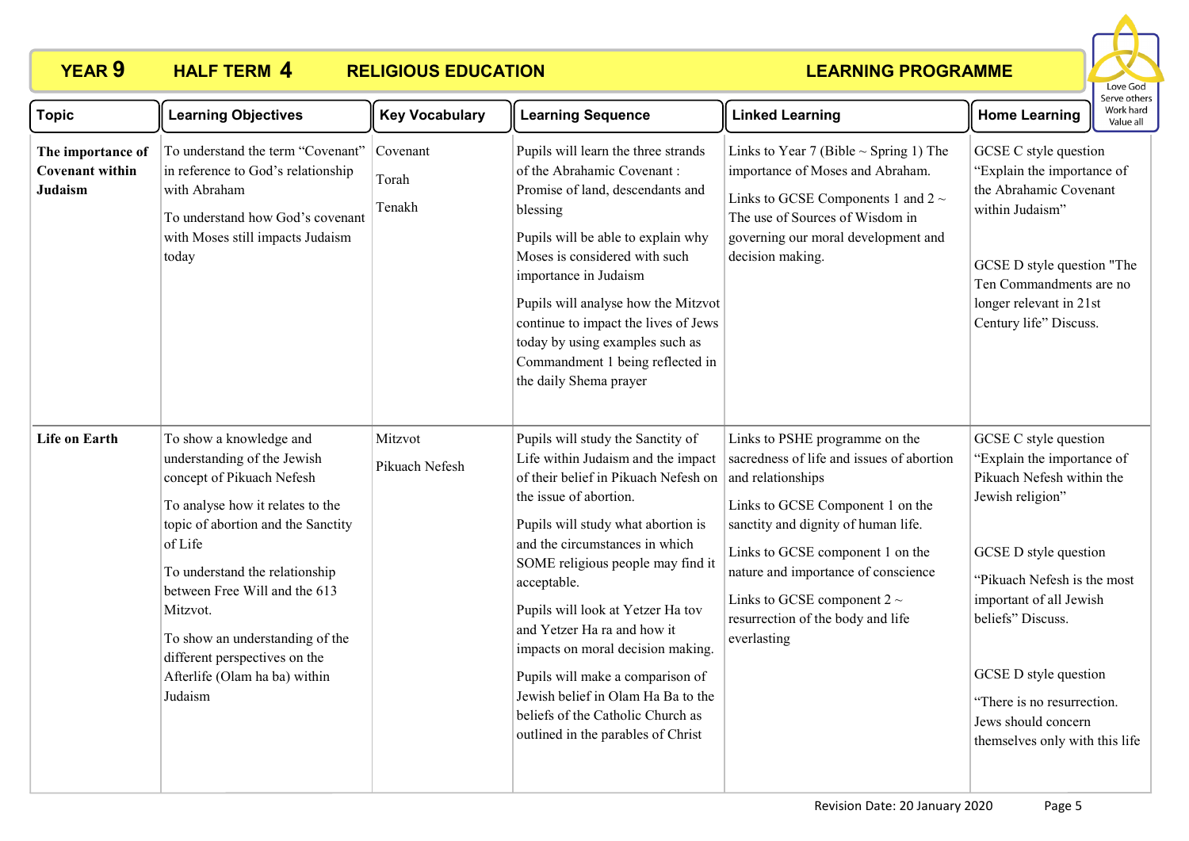**YEAR 9 HALF TERM 4 RELIGIOUS EDUCATION LEARNING PROGRAMME**

Love God
Serve others
Work hard
Value all

| Topic | Learning Objectives | Key Vocabulary | Learning Sequence | Linked Learning | Home Learning |
|---|---|---|---|---|---|
| **The importance of Covenant within Judaism** | To understand the term "Covenant" in reference to God's relationship with Abraham<br><br>To understand how God's covenant with Moses still impacts Judaism today | Covenant<br><br>Torah<br><br>Tenakh | Pupils will learn the three strands of the Abrahamic Covenant : Promise of land, descendants and blessing<br><br>Pupils will be able to explain why Moses is considered with such importance in Judaism<br><br>Pupils will analyse how the Mitzvot continue to impact the lives of Jews today by using examples such as Commandment 1 being reflected in the daily Shema prayer | Links to Year 7 (Bible ~ Spring 1) The importance of Moses and Abraham.<br><br>Links to GCSE Components 1 and 2 ~ The use of Sources of Wisdom in governing our moral development and decision making. | GCSE C style question "Explain the importance of the Abrahamic Covenant within Judaism"<br><br>GCSE D style question "The Ten Commandments are no longer relevant in 21st Century life" Discuss. |
| **Life on Earth** | To show a knowledge and understanding of the Jewish concept of Pikuach Nefesh<br><br>To analyse how it relates to the topic of abortion and the Sanctity of Life<br><br>To understand the relationship between Free Will and the 613 Mitzvot.<br><br>To show an understanding of the different perspectives on the Afterlife (Olam ha ba) within Judaism | Mitzvot<br><br>Pikuach Nefesh | Pupils will study the Sanctity of Life within Judaism and the impact of their belief in Pikuach Nefesh on the issue of abortion.<br><br>Pupils will study what abortion is and the circumstances in which SOME religious people may find it acceptable.<br><br>Pupils will look at Yetzer Ha tov and Yetzer Ha ra and how it impacts on moral decision making.<br><br>Pupils will make a comparison of Jewish belief in Olam Ha Ba to the beliefs of the Catholic Church as outlined in the parables of Christ | Links to PSHE programme on the sacredness of life and issues of abortion and relationships<br><br>Links to GCSE Component 1 on the sanctity and dignity of human life.<br><br>Links to GCSE component 1 on the nature and importance of conscience<br><br>Links to GCSE component 2 ~ resurrection of the body and life everlasting | GCSE C style question "Explain the importance of Pikuach Nefesh within the Jewish religion"<br><br>GCSE D style question<br><br>"Pikuach Nefesh is the most important of all Jewish beliefs" Discuss.<br><br>GCSE D style question<br><br>"There is no resurrection. Jews should concern themselves only with this life |

Revision Date: 20 January 2020